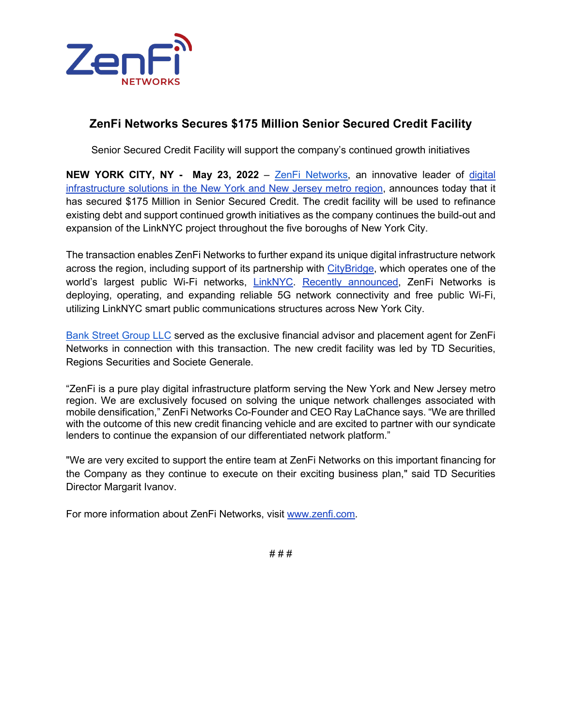# ZenFi Networks Secures $175 Million Senior Secured Credit Facility

Senior Secured Credit Facility will support the company's continued growth initiatives

**NEW YORK CITY, NY - May 23, 2022** – ZenFi Networks, an innovative leader of digital infrastructure solutions in the New York and New Jersey metro region, announces today that it has secured $175 Million in Senior Secured Credit. The credit facility will be used to refinance existing debt and support continued growth initiatives as the company continues the build-out and expansion of the LinkNYC project throughout the five boroughs of New York City.

The transaction enables ZenFi Networks to further expand its unique digital infrastructure network across the region, including support of its partnership with CityBridge, which operates one of the world's largest public Wi-Fi networks, LinkNYC. Recently announced, ZenFi Networks is deploying, operating, and expanding reliable 5G network connectivity and free public Wi-Fi, utilizing LinkNYC smart public communications structures across New York City.

Bank Street Group LLC served as the exclusive financial advisor and placement agent for ZenFi Networks in connection with this transaction. The new credit facility was led by TD Securities, Regions Securities and Societe Generale.

"ZenFi is a pure play digital infrastructure platform serving the New York and New Jersey metro region. We are exclusively focused on solving the unique network challenges associated with mobile densification," ZenFi Networks Co-Founder and CEO Ray LaChance says. "We are thrilled with the outcome of this new credit financing vehicle and are excited to partner with our syndicate lenders to continue the expansion of our differentiated network platform."

"We are very excited to support the entire team at ZenFi Networks on this important financing for the Company as they continue to execute on their exciting business plan," said TD Securities Director Margarit Ivanov.

For more information about ZenFi Networks, visit www.zenfi.com.

# # #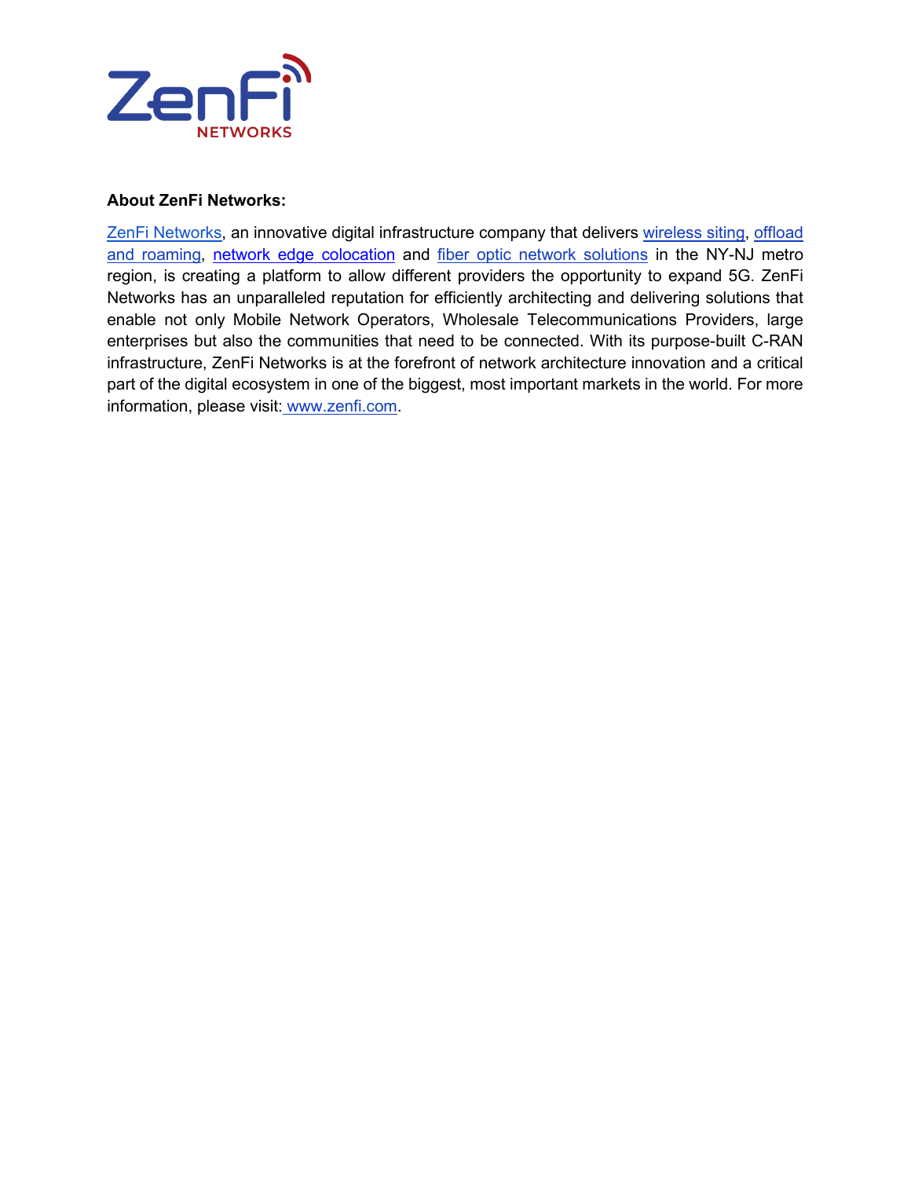**About ZenFi Networks:**

ZenFi Networks, an innovative digital infrastructure company that delivers wireless siting, offload and roaming, network edge colocation and fiber optic network solutions in the NY-NJ metro region, is creating a platform to allow different providers the opportunity to expand 5G. ZenFi Networks has an unparalleled reputation for efficiently architecting and delivering solutions that enable not only Mobile Network Operators, Wholesale Telecommunications Providers, large enterprises but also the communities that need to be connected. With its purpose-built C-RAN infrastructure, ZenFi Networks is at the forefront of network architecture innovation and a critical part of the digital ecosystem in one of the biggest, most important markets in the world. For more information, please visit: www.zenfi.com.